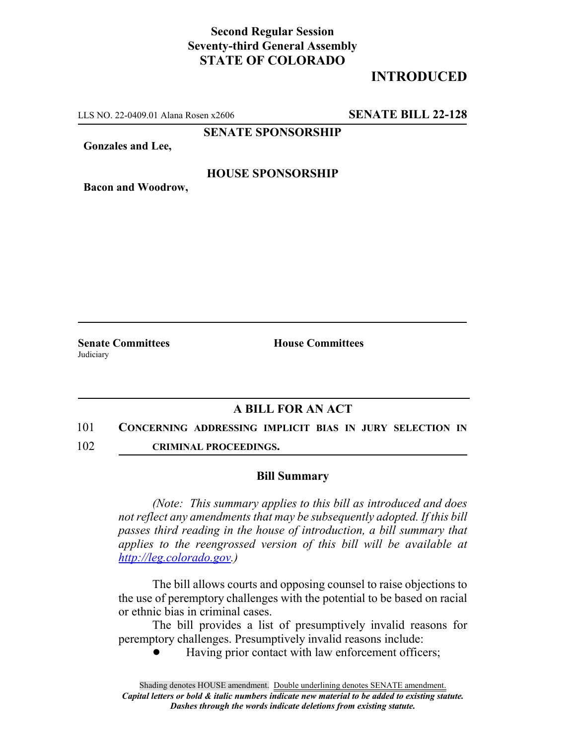**Second Regular Session**
**Seventy-third General Assembly**
**STATE OF COLORADO**

# INTRODUCED

LLS NO. 22-0409.01 Alana Rosen x2606 **SENATE BILL 22-128**

**SENATE SPONSORSHIP**

**Gonzales and Lee,**

**HOUSE SPONSORSHIP**

**Bacon and Woodrow,**

**Senate Committees**
Judiciary

**House Committees**

## A BILL FOR AN ACT

101 **CONCERNING ADDRESSING IMPLICIT BIAS IN JURY SELECTION IN**
102 **CRIMINAL PROCEEDINGS.**

### Bill Summary

*(Note: This summary applies to this bill as introduced and does not reflect any amendments that may be subsequently adopted. If this bill passes third reading in the house of introduction, a bill summary that applies to the reengrossed version of this bill will be available at http://leg.colorado.gov.)*

The bill allows courts and opposing counsel to raise objections to the use of peremptory challenges with the potential to be based on racial or ethnic bias in criminal cases.

The bill provides a list of presumptively invalid reasons for peremptory challenges. Presumptively invalid reasons include:

- Having prior contact with law enforcement officers;

Shading denotes HOUSE amendment. Double underlining denotes SENATE amendment.
*Capital letters or bold & italic numbers indicate new material to be added to existing statute.*
*Dashes through the words indicate deletions from existing statute.*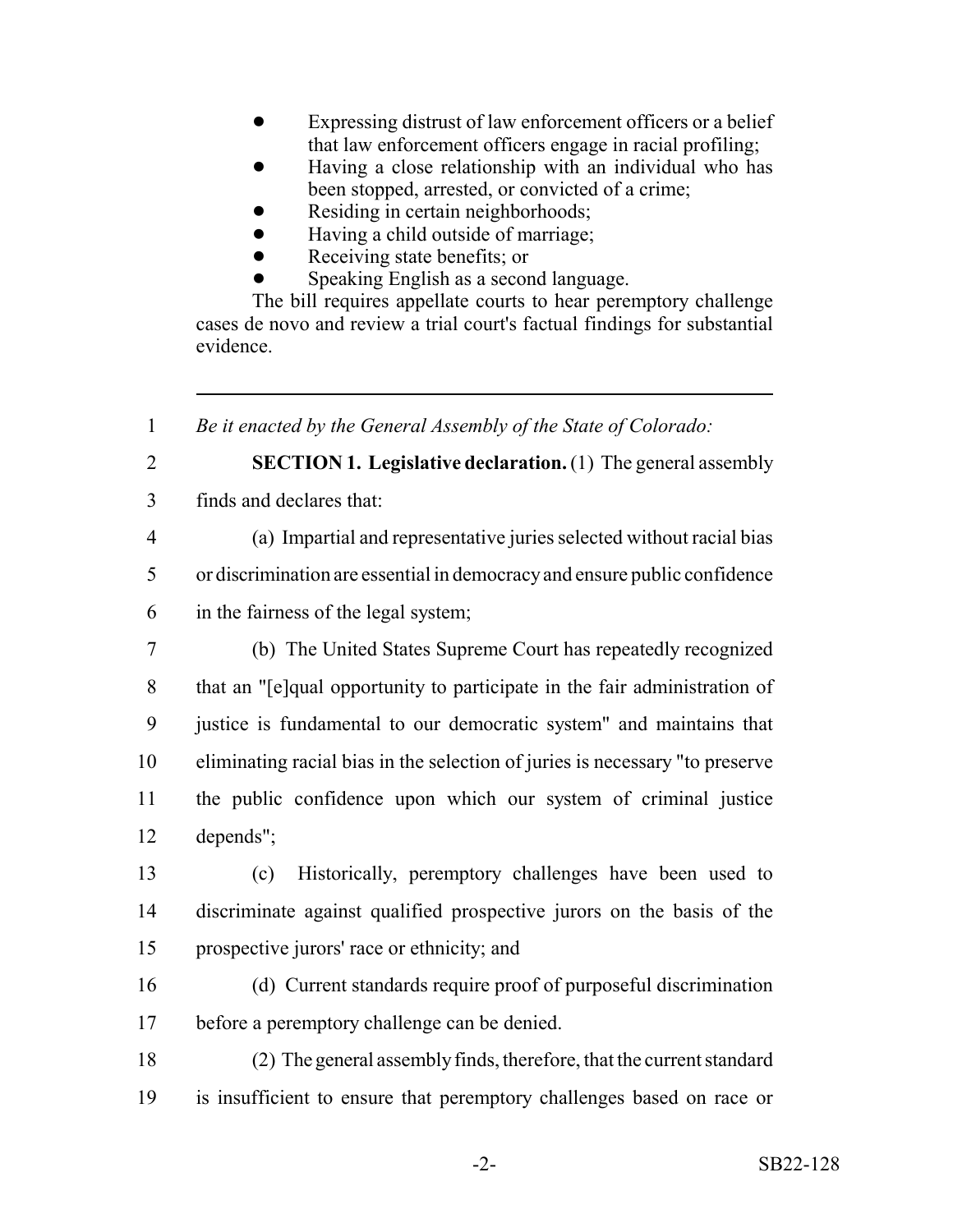- Expressing distrust of law enforcement officers or a belief that law enforcement officers engage in racial profiling;
- Having a close relationship with an individual who has been stopped, arrested, or convicted of a crime;
- Residing in certain neighborhoods;
- Having a child outside of marriage;
- Receiving state benefits; or
- Speaking English as a second language.

The bill requires appellate courts to hear peremptory challenge cases de novo and review a trial court's factual findings for substantial evidence.

---

1 *Be it enacted by the General Assembly of the State of Colorado:*

2 **SECTION 1. Legislative declaration.** (1) The general assembly
3 finds and declares that:

4 (a) Impartial and representative juries selected without racial bias
5 or discrimination are essential in democracy and ensure public confidence
6 in the fairness of the legal system;

7 (b) The United States Supreme Court has repeatedly recognized
8 that an "[e]qual opportunity to participate in the fair administration of
9 justice is fundamental to our democratic system" and maintains that
10 eliminating racial bias in the selection of juries is necessary "to preserve
11 the public confidence upon which our system of criminal justice
12 depends";

13 (c) Historically, peremptory challenges have been used to
14 discriminate against qualified prospective jurors on the basis of the
15 prospective jurors' race or ethnicity; and

16 (d) Current standards require proof of purposeful discrimination
17 before a peremptory challenge can be denied.

18 (2) The general assembly finds, therefore, that the current standard
19 is insufficient to ensure that peremptory challenges based on race or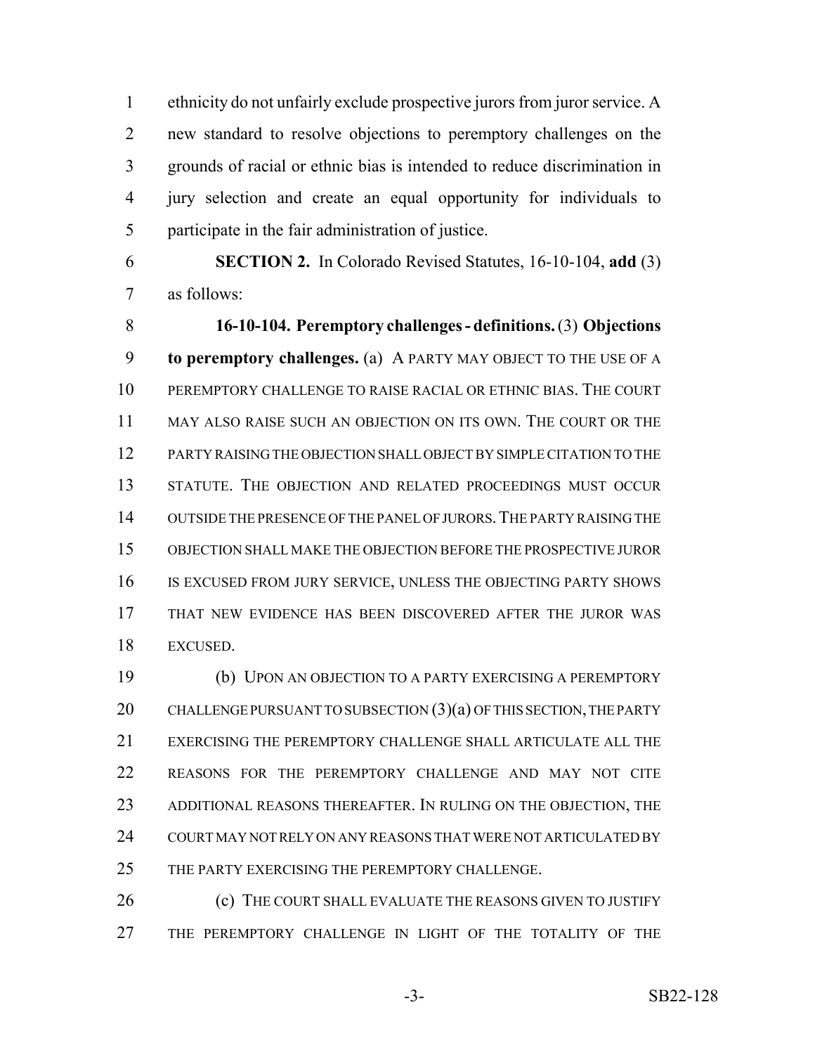ethnicity do not unfairly exclude prospective jurors from juror service. A new standard to resolve objections to peremptory challenges on the grounds of racial or ethnic bias is intended to reduce discrimination in jury selection and create an equal opportunity for individuals to participate in the fair administration of justice.

**SECTION 2.** In Colorado Revised Statutes, 16-10-104, **add** (3) as follows:

**16-10-104. Peremptory challenges - definitions.** (3) **Objections to peremptory challenges.** (a) A PARTY MAY OBJECT TO THE USE OF A PEREMPTORY CHALLENGE TO RAISE RACIAL OR ETHNIC BIAS. THE COURT MAY ALSO RAISE SUCH AN OBJECTION ON ITS OWN. THE COURT OR THE PARTY RAISING THE OBJECTION SHALL OBJECT BY SIMPLE CITATION TO THE STATUTE. THE OBJECTION AND RELATED PROCEEDINGS MUST OCCUR OUTSIDE THE PRESENCE OF THE PANEL OF JURORS. THE PARTY RAISING THE OBJECTION SHALL MAKE THE OBJECTION BEFORE THE PROSPECTIVE JUROR IS EXCUSED FROM JURY SERVICE, UNLESS THE OBJECTING PARTY SHOWS THAT NEW EVIDENCE HAS BEEN DISCOVERED AFTER THE JUROR WAS EXCUSED.

(b) UPON AN OBJECTION TO A PARTY EXERCISING A PEREMPTORY CHALLENGE PURSUANT TO SUBSECTION (3)(a) OF THIS SECTION, THE PARTY EXERCISING THE PEREMPTORY CHALLENGE SHALL ARTICULATE ALL THE REASONS FOR THE PEREMPTORY CHALLENGE AND MAY NOT CITE ADDITIONAL REASONS THEREAFTER. IN RULING ON THE OBJECTION, THE COURT MAY NOT RELY ON ANY REASONS THAT WERE NOT ARTICULATED BY THE PARTY EXERCISING THE PEREMPTORY CHALLENGE.

(c) THE COURT SHALL EVALUATE THE REASONS GIVEN TO JUSTIFY THE PEREMPTORY CHALLENGE IN LIGHT OF THE TOTALITY OF THE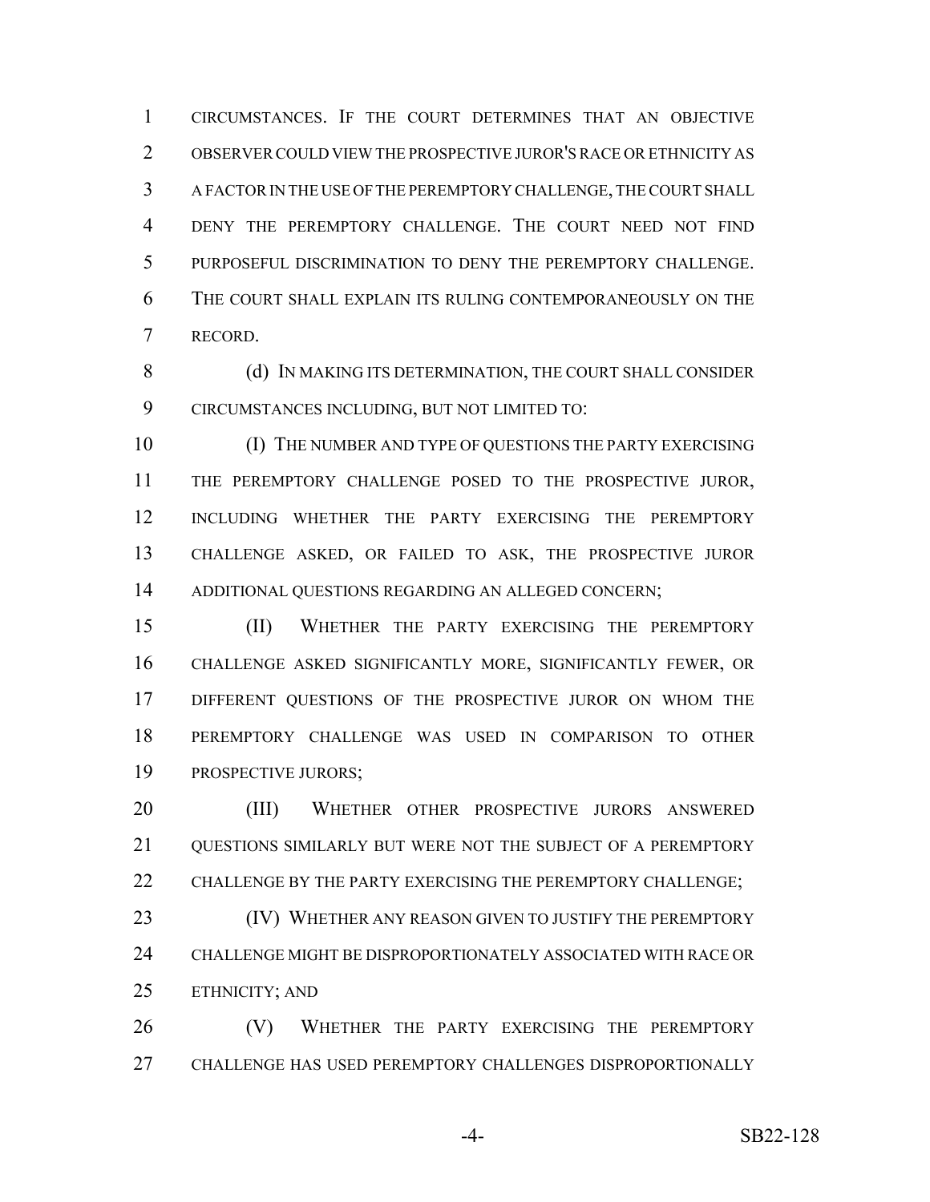CIRCUMSTANCES. IF THE COURT DETERMINES THAT AN OBJECTIVE OBSERVER COULD VIEW THE PROSPECTIVE JUROR'S RACE OR ETHNICITY AS A FACTOR IN THE USE OF THE PEREMPTORY CHALLENGE, THE COURT SHALL DENY THE PEREMPTORY CHALLENGE. THE COURT NEED NOT FIND PURPOSEFUL DISCRIMINATION TO DENY THE PEREMPTORY CHALLENGE. THE COURT SHALL EXPLAIN ITS RULING CONTEMPORANEOUSLY ON THE RECORD.

(d) IN MAKING ITS DETERMINATION, THE COURT SHALL CONSIDER CIRCUMSTANCES INCLUDING, BUT NOT LIMITED TO:

(I) THE NUMBER AND TYPE OF QUESTIONS THE PARTY EXERCISING THE PEREMPTORY CHALLENGE POSED TO THE PROSPECTIVE JUROR, INCLUDING WHETHER THE PARTY EXERCISING THE PEREMPTORY CHALLENGE ASKED, OR FAILED TO ASK, THE PROSPECTIVE JUROR ADDITIONAL QUESTIONS REGARDING AN ALLEGED CONCERN;

(II) WHETHER THE PARTY EXERCISING THE PEREMPTORY CHALLENGE ASKED SIGNIFICANTLY MORE, SIGNIFICANTLY FEWER, OR DIFFERENT QUESTIONS OF THE PROSPECTIVE JUROR ON WHOM THE PEREMPTORY CHALLENGE WAS USED IN COMPARISON TO OTHER PROSPECTIVE JURORS;

(III) WHETHER OTHER PROSPECTIVE JURORS ANSWERED QUESTIONS SIMILARLY BUT WERE NOT THE SUBJECT OF A PEREMPTORY CHALLENGE BY THE PARTY EXERCISING THE PEREMPTORY CHALLENGE;

(IV) WHETHER ANY REASON GIVEN TO JUSTIFY THE PEREMPTORY CHALLENGE MIGHT BE DISPROPORTIONATELY ASSOCIATED WITH RACE OR ETHNICITY; AND

(V) WHETHER THE PARTY EXERCISING THE PEREMPTORY CHALLENGE HAS USED PEREMPTORY CHALLENGES DISPROPORTIONATELY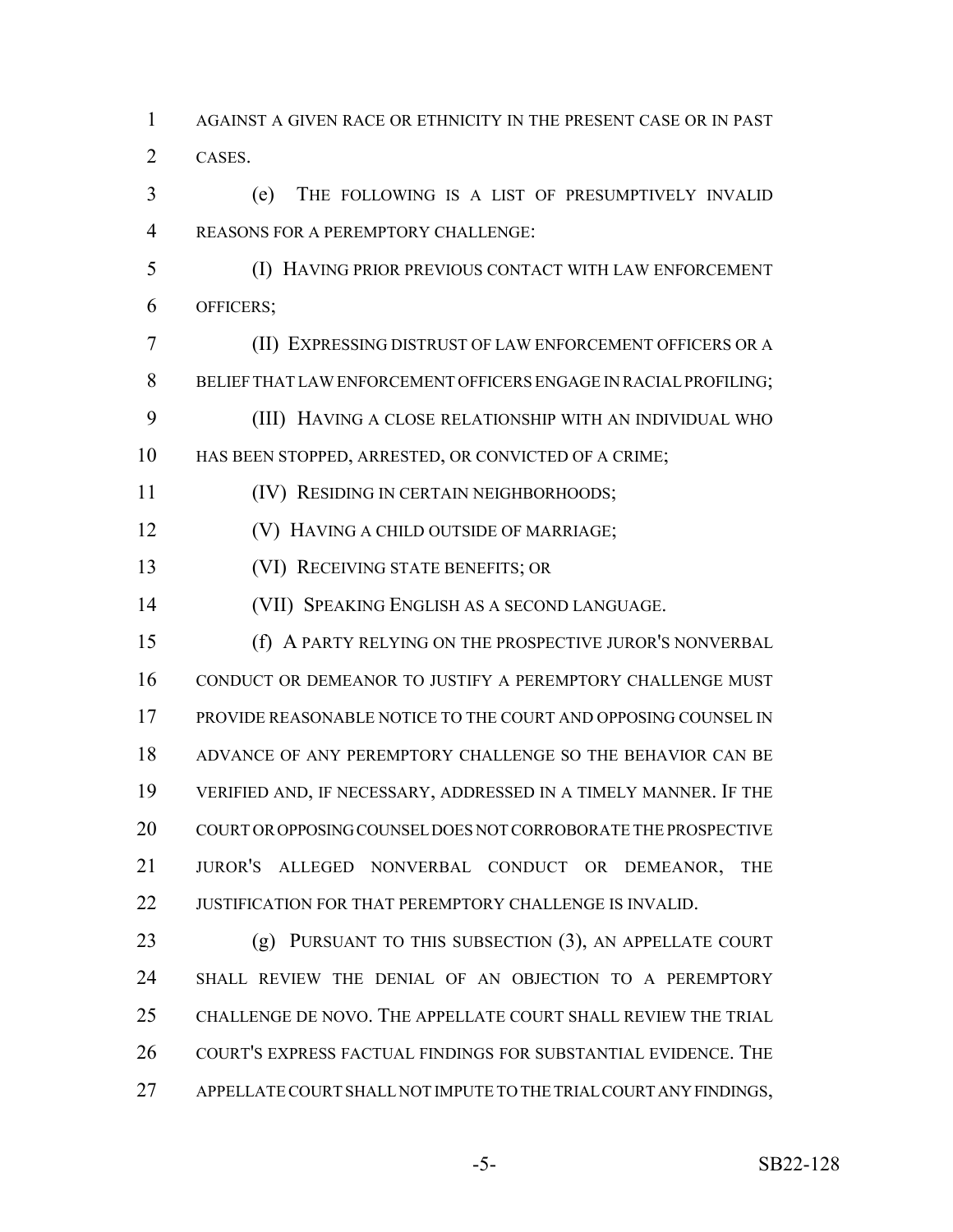AGAINST A GIVEN RACE OR ETHNICITY IN THE PRESENT CASE OR IN PAST CASES.

(e) THE FOLLOWING IS A LIST OF PRESUMPTIVELY INVALID REASONS FOR A PEREMPTORY CHALLENGE:

(I) HAVING PRIOR PREVIOUS CONTACT WITH LAW ENFORCEMENT OFFICERS;

(II) EXPRESSING DISTRUST OF LAW ENFORCEMENT OFFICERS OR A BELIEF THAT LAW ENFORCEMENT OFFICERS ENGAGE IN RACIAL PROFILING;

(III) HAVING A CLOSE RELATIONSHIP WITH AN INDIVIDUAL WHO HAS BEEN STOPPED, ARRESTED, OR CONVICTED OF A CRIME;

(IV) RESIDING IN CERTAIN NEIGHBORHOODS;

(V) HAVING A CHILD OUTSIDE OF MARRIAGE;

(VI) RECEIVING STATE BENEFITS; OR

(VII) SPEAKING ENGLISH AS A SECOND LANGUAGE.

(f) A PARTY RELYING ON THE PROSPECTIVE JUROR'S NONVERBAL CONDUCT OR DEMEANOR TO JUSTIFY A PEREMPTORY CHALLENGE MUST PROVIDE REASONABLE NOTICE TO THE COURT AND OPPOSING COUNSEL IN ADVANCE OF ANY PEREMPTORY CHALLENGE SO THE BEHAVIOR CAN BE VERIFIED AND, IF NECESSARY, ADDRESSED IN A TIMELY MANNER. IF THE COURT OR OPPOSING COUNSEL DOES NOT CORROBORATE THE PROSPECTIVE JUROR'S ALLEGED NONVERBAL CONDUCT OR DEMEANOR, THE JUSTIFICATION FOR THAT PEREMPTORY CHALLENGE IS INVALID.

(g) PURSUANT TO THIS SUBSECTION (3), AN APPELLATE COURT SHALL REVIEW THE DENIAL OF AN OBJECTION TO A PEREMPTORY CHALLENGE DE NOVO. THE APPELLATE COURT SHALL REVIEW THE TRIAL COURT'S EXPRESS FACTUAL FINDINGS FOR SUBSTANTIAL EVIDENCE. THE APPELLATE COURT SHALL NOT IMPUTE TO THE TRIAL COURT ANY FINDINGS,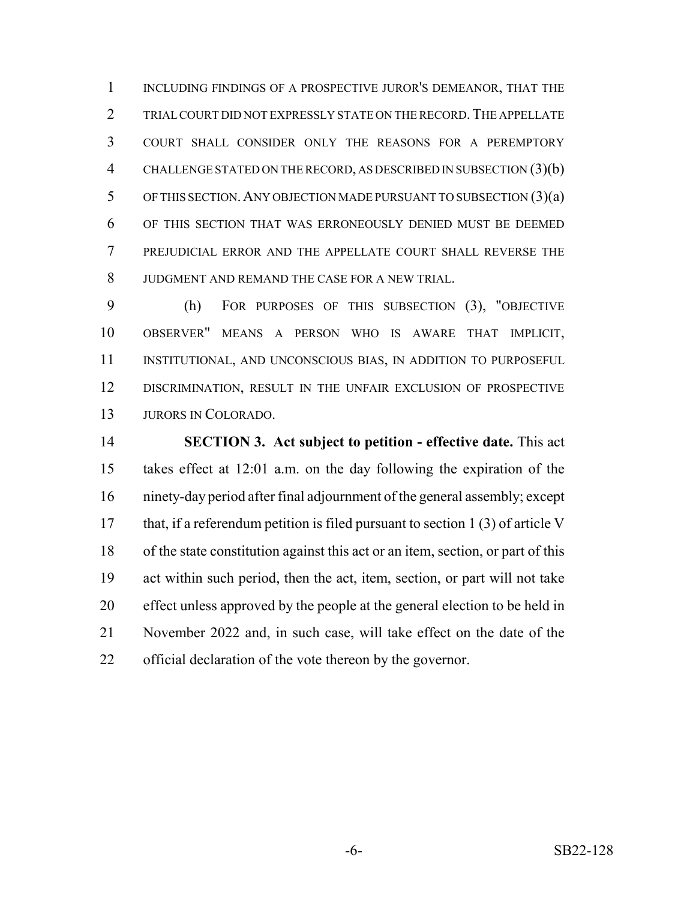INCLUDING FINDINGS OF A PROSPECTIVE JUROR'S DEMEANOR, THAT THE TRIAL COURT DID NOT EXPRESSLY STATE ON THE RECORD. THE APPELLATE COURT SHALL CONSIDER ONLY THE REASONS FOR A PEREMPTORY CHALLENGE STATED ON THE RECORD, AS DESCRIBED IN SUBSECTION (3)(b) OF THIS SECTION. ANY OBJECTION MADE PURSUANT TO SUBSECTION (3)(a) OF THIS SECTION THAT WAS ERRONEOUSLY DENIED MUST BE DEEMED PREJUDICIAL ERROR AND THE APPELLATE COURT SHALL REVERSE THE JUDGMENT AND REMAND THE CASE FOR A NEW TRIAL.

(h) FOR PURPOSES OF THIS SUBSECTION (3), "OBJECTIVE OBSERVER" MEANS A PERSON WHO IS AWARE THAT IMPLICIT, INSTITUTIONAL, AND UNCONSCIOUS BIAS, IN ADDITION TO PURPOSEFUL DISCRIMINATION, RESULT IN THE UNFAIR EXCLUSION OF PROSPECTIVE JURORS IN COLORADO.

**SECTION 3. Act subject to petition - effective date.** This act takes effect at 12:01 a.m. on the day following the expiration of the ninety-day period after final adjournment of the general assembly; except that, if a referendum petition is filed pursuant to section 1 (3) of article V of the state constitution against this act or an item, section, or part of this act within such period, then the act, item, section, or part will not take effect unless approved by the people at the general election to be held in November 2022 and, in such case, will take effect on the date of the official declaration of the vote thereon by the governor.